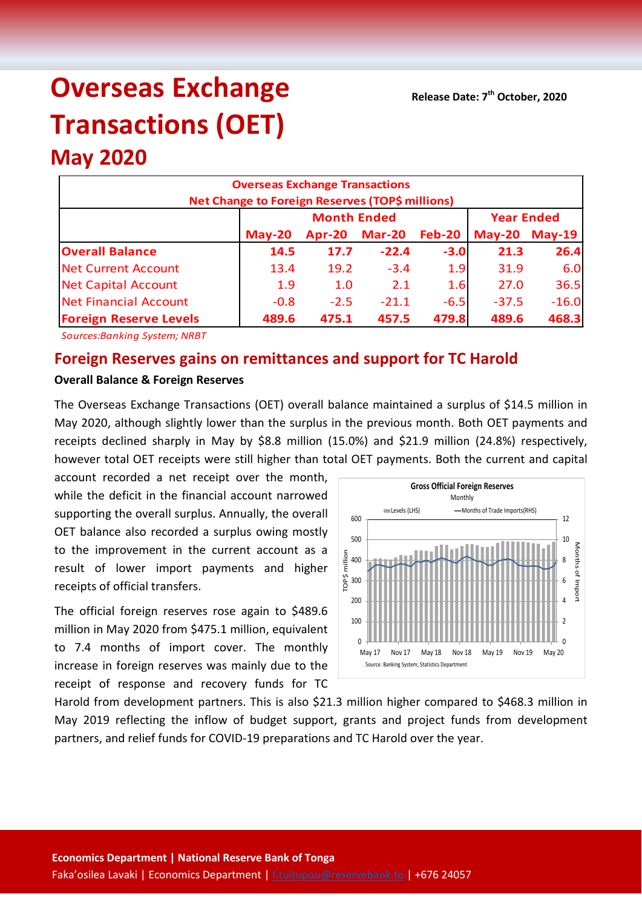# Overseas Exchange Transactions (OET)

## May 2020

**Release Date: 7th October, 2020**

| Overseas Exchange Transactions<br>Net Change to Foreign Reserves (TOP$ millions) | | | | | | |
|---|---|---|---|---|---|---|
| | Month Ended | | | | Year Ended | |
| | May-20 | Apr-20 | Mar-20 | Feb-20 | May-20 | May-19 |
| **Overall Balance** | **14.5** | **17.7** | **-22.4** | **-3.0** | **21.3** | **26.4** |
| Net Current Account | 13.4 | 19.2 | -3.4 | 1.9 | 31.9 | 6.0 |
| Net Capital Account | 1.9 | 1.0 | 2.1 | 1.6 | 27.0 | 36.5 |
| Net Financial Account | -0.8 | -2.5 | -21.1 | -6.5 | -37.5 | -16.0 |
| **Foreign Reserve Levels** | **489.6** | **475.1** | **457.5** | **479.8** | **489.6** | **468.3** |

*Sources:Banking System; NRBT*

## Foreign Reserves gains on remittances and support for TC Harold

**Overall Balance & Foreign Reserves**

The Overseas Exchange Transactions (OET) overall balance maintained a surplus of $14.5 million in May 2020, although slightly lower than the surplus in the previous month. Both OET payments and receipts declined sharply in May by $8.8 million (15.0%) and $21.9 million (24.8%) respectively, however total OET receipts were still higher than total OET payments. Both the current and capital account recorded a net receipt over the month, while the deficit in the financial account narrowed supporting the overall surplus. Annually, the overall OET balance also recorded a surplus owing mostly to the improvement in the current account as a result of lower import payments and higher receipts of official transfers.

The official foreign reserves rose again to $489.6 million in May 2020 from $475.1 million, equivalent to 7.4 months of import cover. The monthly increase in foreign reserves was mainly due to the receipt of response and recovery funds for TC Harold from development partners. This is also $21.3 million higher compared to $468.3 million in May 2019 reflecting the inflow of budget support, grants and project funds from development partners, and relief funds for COVID-19 preparations and TC Harold over the year.

**Economics Department | National Reserve Bank of Tonga**

Faka'osilea Lavaki | Economics Department | f.tuitupou@reservebank.to | +676 24057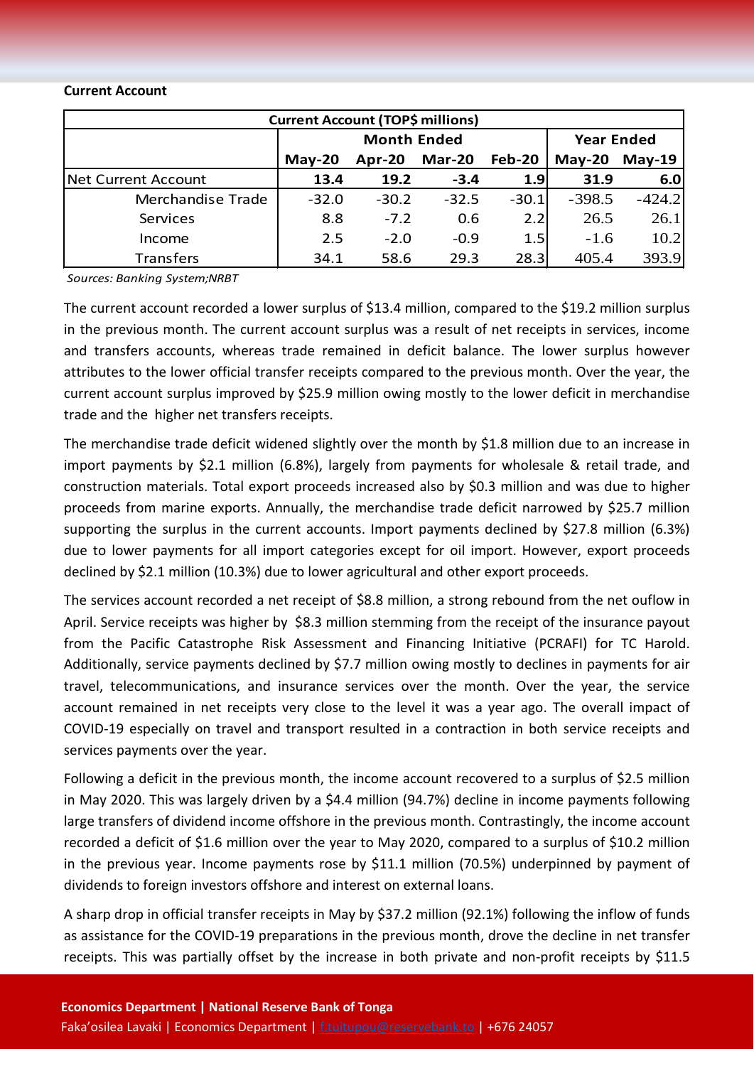**Current Account**

| Current Account (TOP$ millions) | | | | | | |
|---|---|---|---|---|---|---|
| | Month Ended | | | | Year Ended | |
| | May-20 | Apr-20 | Mar-20 | Feb-20 | May-20 | May-19 |
| Net Current Account | **13.4** | **19.2** | **-3.4** | **1.9** | **31.9** | **6.0** |
| Merchandise Trade | -32.0 | -30.2 | -32.5 | -30.1 | -398.5 | -424.2 |
| Services | 8.8 | -7.2 | 0.6 | 2.2 | 26.5 | 26.1 |
| Income | 2.5 | -2.0 | -0.9 | 1.5 | -1.6 | 10.2 |
| Transfers | 34.1 | 58.6 | 29.3 | 28.3 | 405.4 | 393.9 |

*Sources: Banking System;NRBT*

The current account recorded a lower surplus of $13.4 million, compared to the $19.2 million surplus in the previous month. The current account surplus was a result of net receipts in services, income and transfers accounts, whereas trade remained in deficit balance. The lower surplus however attributes to the lower official transfer receipts compared to the previous month. Over the year, the current account surplus improved by $25.9 million owing mostly to the lower deficit in merchandise trade and the higher net transfers receipts.

The merchandise trade deficit widened slightly over the month by $1.8 million due to an increase in import payments by $2.1 million (6.8%), largely from payments for wholesale & retail trade, and construction materials. Total export proceeds increased also by $0.3 million and was due to higher proceeds from marine exports. Annually, the merchandise trade deficit narrowed by $25.7 million supporting the surplus in the current accounts. Import payments declined by $27.8 million (6.3%) due to lower payments for all import categories except for oil import. However, export proceeds declined by $2.1 million (10.3%) due to lower agricultural and other export proceeds.

The services account recorded a net receipt of $8.8 million, a strong rebound from the net ouflow in April. Service receipts was higher by $8.3 million stemming from the receipt of the insurance payout from the Pacific Catastrophe Risk Assessment and Financing Initiative (PCRAFI) for TC Harold. Additionally, service payments declined by $7.7 million owing mostly to declines in payments for air travel, telecommunications, and insurance services over the month. Over the year, the service account remained in net receipts very close to the level it was a year ago. The overall impact of COVID-19 especially on travel and transport resulted in a contraction in both service receipts and services payments over the year.

Following a deficit in the previous month, the income account recovered to a surplus of $2.5 million in May 2020. This was largely driven by a $4.4 million (94.7%) decline in income payments following large transfers of dividend income offshore in the previous month. Contrastingly, the income account recorded a deficit of $1.6 million over the year to May 2020, compared to a surplus of $10.2 million in the previous year. Income payments rose by $11.1 million (70.5%) underpinned by payment of dividends to foreign investors offshore and interest on external loans.

A sharp drop in official transfer receipts in May by $37.2 million (92.1%) following the inflow of funds as assistance for the COVID-19 preparations in the previous month, drove the decline in net transfer receipts. This was partially offset by the increase in both private and non-profit receipts by $11.5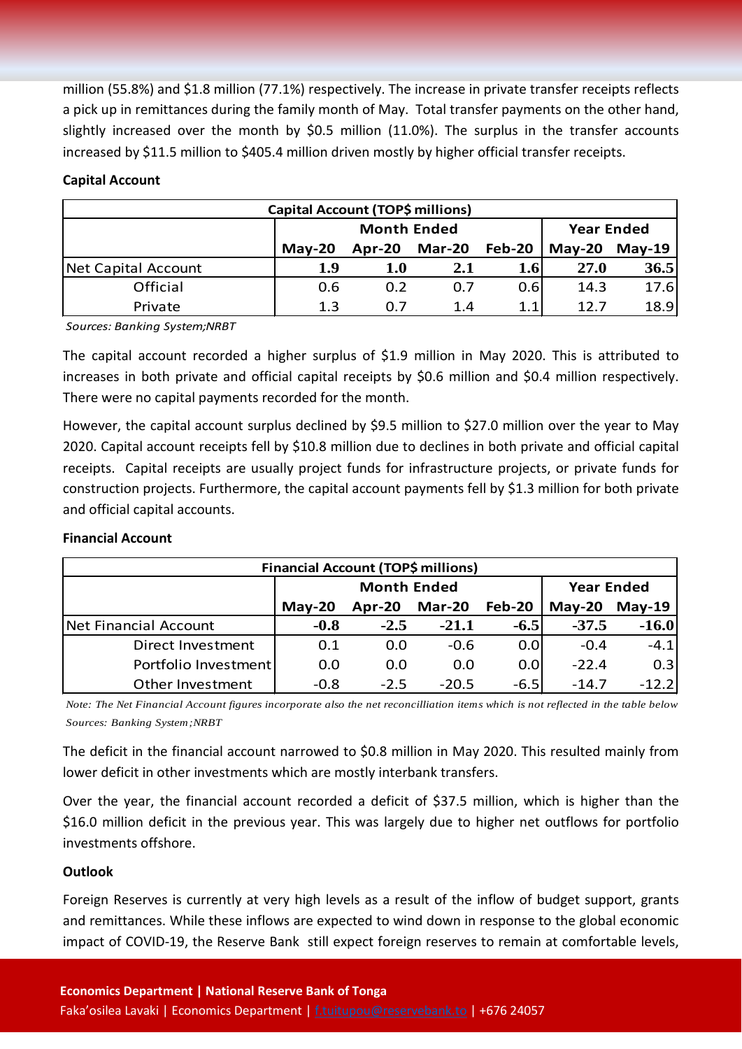million (55.8%) and $1.8 million (77.1%) respectively. The increase in private transfer receipts reflects a pick up in remittances during the family month of May. Total transfer payments on the other hand, slightly increased over the month by $0.5 million (11.0%). The surplus in the transfer accounts increased by $11.5 million to $405.4 million driven mostly by higher official transfer receipts.

**Capital Account**

| Capital Account (TOP$ millions) | Month Ended | | | | Year Ended | |
|---|---|---|---|---|---|---|
| | May-20 | Apr-20 | Mar-20 | Feb-20 | May-20 | May-19 |
| Net Capital Account | **1.9** | **1.0** | **2.1** | **1.6** | **27.0** | **36.5** |
| Official | 0.6 | 0.2 | 0.7 | 0.6 | 14.3 | 17.6 |
| Private | 1.3 | 0.7 | 1.4 | 1.1 | 12.7 | 18.9 |

*Sources: Banking System;NRBT*

The capital account recorded a higher surplus of $1.9 million in May 2020. This is attributed to increases in both private and official capital receipts by $0.6 million and $0.4 million respectively. There were no capital payments recorded for the month.

However, the capital account surplus declined by $9.5 million to $27.0 million over the year to May 2020. Capital account receipts fell by $10.8 million due to declines in both private and official capital receipts. Capital receipts are usually project funds for infrastructure projects, or private funds for construction projects. Furthermore, the capital account payments fell by $1.3 million for both private and official capital accounts.

**Financial Account**

| Financial Account (TOP$ millions) | Month Ended | | | | Year Ended | |
|---|---|---|---|---|---|---|
| | May-20 | Apr-20 | Mar-20 | Feb-20 | May-20 | May-19 |
| Net Financial Account | **-0.8** | **-2.5** | **-21.1** | **-6.5** | **-37.5** | **-16.0** |
| Direct Investment | 0.1 | 0.0 | -0.6 | 0.0 | -0.4 | -4.1 |
| Portfolio Investment | 0.0 | 0.0 | 0.0 | 0.0 | -22.4 | 0.3 |
| Other Investment | -0.8 | -2.5 | -20.5 | -6.5 | -14.7 | -12.2 |

*Note: The Net Financial Account figures incorporate also the net reconcilliation items which is not reflected in the table below*

*Sources: Banking System;NRBT*

The deficit in the financial account narrowed to $0.8 million in May 2020. This resulted mainly from lower deficit in other investments which are mostly interbank transfers.

Over the year, the financial account recorded a deficit of $37.5 million, which is higher than the $16.0 million deficit in the previous year. This was largely due to higher net outflows for portfolio investments offshore.

**Outlook**

Foreign Reserves is currently at very high levels as a result of the inflow of budget support, grants and remittances. While these inflows are expected to wind down in response to the global economic impact of COVID-19, the Reserve Bank still expect foreign reserves to remain at comfortable levels,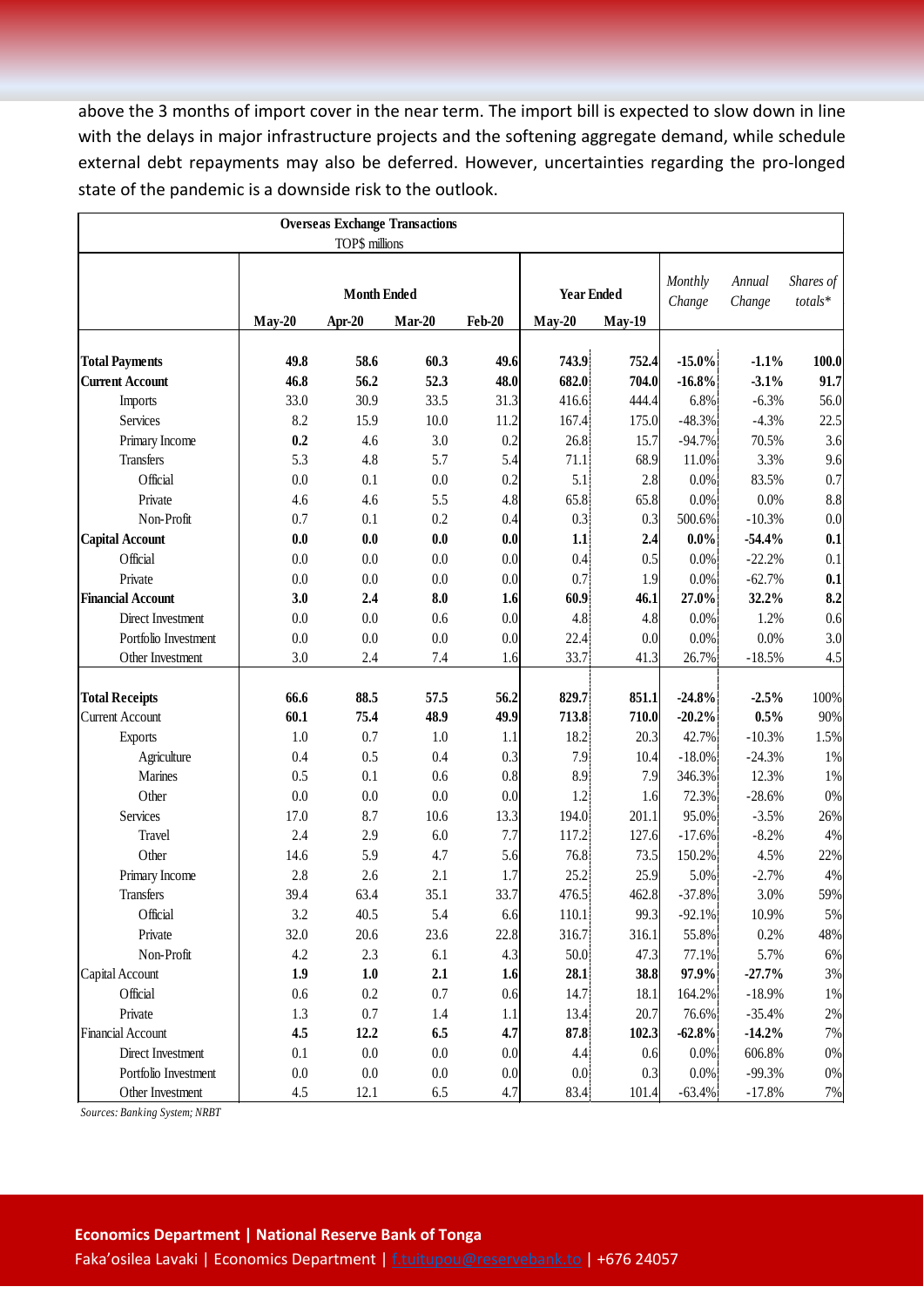above the 3 months of import cover in the near term. The import bill is expected to slow down in line with the delays in major infrastructure projects and the softening aggregate demand, while schedule external debt repayments may also be deferred. However, uncertainties regarding the pro-longed state of the pandemic is a downside risk to the outlook.

**Overseas Exchange Transactions**
TOP$ millions

| | Month Ended | | | | Year Ended | | *Monthly Change* | *Annual Change* | *Shares of totals** |
|---|---|---|---|---|---|---|---|---|---|
| | **May-20** | **Apr-20** | **Mar-20** | **Feb-20** | **May-20** | **May-19** | | | |
| **Total Payments** | **49.8** | **58.6** | **60.3** | **49.6** | **743.9** | **752.4** | **-15.0%** | **-1.1%** | **100.0** |
| **Current Account** | **46.8** | **56.2** | **52.3** | **48.0** | **682.0** | **704.0** | **-16.8%** | **-3.1%** | **91.7** |
| Imports | 33.0 | 30.9 | 33.5 | 31.3 | 416.6 | 444.4 | 6.8% | -6.3% | 56.0 |
| Services | 8.2 | 15.9 | 10.0 | 11.2 | 167.4 | 175.0 | -48.3% | -4.3% | 22.5 |
| Primary Income | **0.2** | 4.6 | 3.0 | 0.2 | 26.8 | 15.7 | -94.7% | 70.5% | 3.6 |
| Transfers | 5.3 | 4.8 | 5.7 | 5.4 | 71.1 | 68.9 | 11.0% | 3.3% | 9.6 |
| Official | 0.0 | 0.1 | 0.0 | 0.2 | 5.1 | 2.8 | 0.0% | 83.5% | 0.7 |
| Private | 4.6 | 4.6 | 5.5 | 4.8 | 65.8 | 65.8 | 0.0% | 0.0% | 8.8 |
| Non-Profit | 0.7 | 0.1 | 0.2 | 0.4 | 0.3 | 0.3 | 500.6% | -10.3% | 0.0 |
| **Capital Account** | **0.0** | **0.0** | **0.0** | **0.0** | **1.1** | **2.4** | **0.0%** | **-54.4%** | **0.1** |
| Official | 0.0 | 0.0 | 0.0 | 0.0 | 0.4 | 0.5 | 0.0% | -22.2% | 0.1 |
| Private | 0.0 | 0.0 | 0.0 | 0.0 | 0.7 | 1.9 | 0.0% | -62.7% | **0.1** |
| **Financial Account** | **3.0** | **2.4** | **8.0** | **1.6** | **60.9** | **46.1** | **27.0%** | **32.2%** | **8.2** |
| Direct Investment | 0.0 | 0.0 | 0.6 | 0.0 | 4.8 | 4.8 | 0.0% | 1.2% | 0.6 |
| Portfolio Investment | 0.0 | 0.0 | 0.0 | 0.0 | 22.4 | 0.0 | 0.0% | 0.0% | 3.0 |
| Other Investment | 3.0 | 2.4 | 7.4 | 1.6 | 33.7 | 41.3 | 26.7% | -18.5% | 4.5 |
| **Total Receipts** | **66.6** | **88.5** | **57.5** | **56.2** | **829.7** | **851.1** | **-24.8%** | **-2.5%** | 100% |
| Current Account | **60.1** | **75.4** | **48.9** | **49.9** | **713.8** | **710.0** | **-20.2%** | **0.5%** | 90% |
| Exports | 1.0 | 0.7 | 1.0 | 1.1 | 18.2 | 20.3 | 42.7% | -10.3% | 1.5% |
| Agriculture | 0.4 | 0.5 | 0.4 | 0.3 | 7.9 | 10.4 | -18.0% | -24.3% | 1% |
| Marines | 0.5 | 0.1 | 0.6 | 0.8 | 8.9 | 7.9 | 346.3% | 12.3% | 1% |
| Other | 0.0 | 0.0 | 0.0 | 0.0 | 1.2 | 1.6 | 72.3% | -28.6% | 0% |
| Services | 17.0 | 8.7 | 10.6 | 13.3 | 194.0 | 201.1 | 95.0% | -3.5% | 26% |
| Travel | 2.4 | 2.9 | 6.0 | 7.7 | 117.2 | 127.6 | -17.6% | -8.2% | 4% |
| Other | 14.6 | 5.9 | 4.7 | 5.6 | 76.8 | 73.5 | 150.2% | 4.5% | 22% |
| Primary Income | 2.8 | 2.6 | 2.1 | 1.7 | 25.2 | 25.9 | 5.0% | -2.7% | 4% |
| Transfers | 39.4 | 63.4 | 35.1 | 33.7 | 476.5 | 462.8 | -37.8% | 3.0% | 59% |
| Official | 3.2 | 40.5 | 5.4 | 6.6 | 110.1 | 99.3 | -92.1% | 10.9% | 5% |
| Private | 32.0 | 20.6 | 23.6 | 22.8 | 316.7 | 316.1 | 55.8% | 0.2% | 48% |
| Non-Profit | 4.2 | 2.3 | 6.1 | 4.3 | 50.0 | 47.3 | 77.1% | 5.7% | 6% |
| Capital Account | **1.9** | **1.0** | **2.1** | **1.6** | **28.1** | **38.8** | **97.9%** | **-27.7%** | 3% |
| Official | 0.6 | 0.2 | 0.7 | 0.6 | 14.7 | 18.1 | 164.2% | -18.9% | 1% |
| Private | 1.3 | 0.7 | 1.4 | 1.1 | 13.4 | 20.7 | 76.6% | -35.4% | 2% |
| Financial Account | **4.5** | **12.2** | **6.5** | **4.7** | **87.8** | **102.3** | **-62.8%** | **-14.2%** | 7% |
| Direct Investment | 0.1 | 0.0 | 0.0 | 0.0 | 4.4 | 0.6 | 0.0% | 606.8% | 0% |
| Portfolio Investment | 0.0 | 0.0 | 0.0 | 0.0 | 0.0 | 0.3 | 0.0% | -99.3% | 0% |
| Other Investment | 4.5 | 12.1 | 6.5 | 4.7 | 83.4 | 101.4 | -63.4% | -17.8% | 7% |

*Sources: Banking System; NRBT*

**Economics Department | National Reserve Bank of Tonga**

Faka'osilea Lavaki | Economics Department | f.tuitupou@reservebank.to | +676 24057